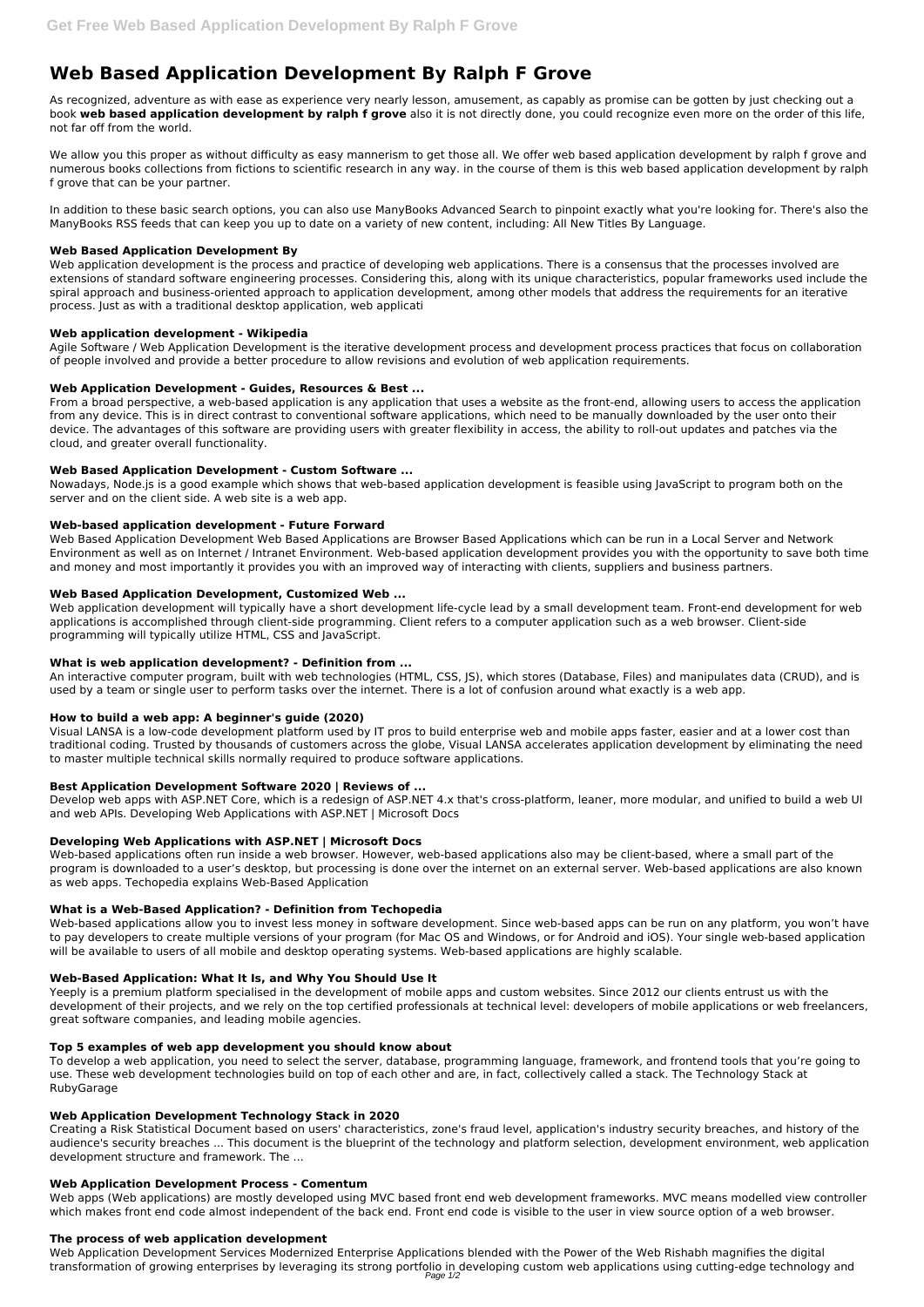# Web Based Application Development By Ralph F Grove

As recognized, adventure as with ease as experience very nearly lesson, amusement, as capably as promise can be gotten by just checking out a book **web based application development by ralph f grove** also it is not directly done, you could recognize even more on the order of this life, not far off from the world.

We allow you this proper as without difficulty as easy mannerism to get those all. We offer web based application development by ralph f grove and numerous books collections from fictions to scientific research in any way. in the course of them is this web based application development by ralph f grove that can be your partner.

In addition to these basic search options, you can also use ManyBooks Advanced Search to pinpoint exactly what you're looking for. There's also the ManyBooks RSS feeds that can keep you up to date on a variety of new content, including: All New Titles By Language.

### Web Based Application Development By

Web application development is the process and practice of developing web applications. There is a consensus that the processes involved are extensions of standard software engineering processes. Considering this, along with its unique characteristics, popular frameworks used include the spiral approach and business-oriented approach to application development, among other models that address the requirements for an iterative process. Just as with a traditional desktop application, web applicati

### Web application development - Wikipedia

Agile Software / Web Application Development is the iterative development process and development process practices that focus on collaboration of people involved and provide a better procedure to allow revisions and evolution of web application requirements.

### Web Application Development - Guides, Resources & Best ...

From a broad perspective, a web-based application is any application that uses a website as the front-end, allowing users to access the application from any device. This is in direct contrast to conventional software applications, which need to be manually downloaded by the user onto their device. The advantages of this software are providing users with greater flexibility in access, the ability to roll-out updates and patches via the cloud, and greater overall functionality.

### Web Based Application Development - Custom Software ...

Nowadays, Node.js is a good example which shows that web-based application development is feasible using JavaScript to program both on the server and on the client side. A web site is a web app.

### Web-based application development - Future Forward

Web Based Application Development Web Based Applications are Browser Based Applications which can be run in a Local Server and Network Environment as well as on Internet / Intranet Environment. Web-based application development provides you with the opportunity to save both time and money and most importantly it provides you with an improved way of interacting with clients, suppliers and business partners.

### Web Based Application Development, Customized Web ...

Web application development will typically have a short development life-cycle lead by a small development team. Front-end development for web applications is accomplished through client-side programming. Client refers to a computer application such as a web browser. Client-side programming will typically utilize HTML, CSS and JavaScript.

### What is web application development? - Definition from ...

An interactive computer program, built with web technologies (HTML, CSS, JS), which stores (Database, Files) and manipulates data (CRUD), and is used by a team or single user to perform tasks over the internet. There is a lot of confusion around what exactly is a web app.

### How to build a web app: A beginner's guide (2020)

Visual LANSA is a low-code development platform used by IT pros to build enterprise web and mobile apps faster, easier and at a lower cost than traditional coding. Trusted by thousands of customers across the globe, Visual LANSA accelerates application development by eliminating the need to master multiple technical skills normally required to produce software applications.

### Best Application Development Software 2020 | Reviews of ...

Develop web apps with ASP.NET Core, which is a redesign of ASP.NET 4.x that's cross-platform, leaner, more modular, and unified to build a web UI and web APIs. Developing Web Applications with ASP.NET | Microsoft Docs

### Developing Web Applications with ASP.NET | Microsoft Docs

Web-based applications often run inside a web browser. However, web-based applications also may be client-based, where a small part of the program is downloaded to a user's desktop, but processing is done over the internet on an external server. Web-based applications are also known as web apps. Techopedia explains Web-Based Application

### What is a Web-Based Application? - Definition from Techopedia

Web-based applications allow you to invest less money in software development. Since web-based apps can be run on any platform, you won't have to pay developers to create multiple versions of your program (for Mac OS and Windows, or for Android and iOS). Your single web-based application will be available to users of all mobile and desktop operating systems. Web-based applications are highly scalable.

### Web-Based Application: What It Is, and Why You Should Use It

Yeeply is a premium platform specialised in the development of mobile apps and custom websites. Since 2012 our clients entrust us with the development of their projects, and we rely on the top certified professionals at technical level: developers of mobile applications or web freelancers, great software companies, and leading mobile agencies.

### Top 5 examples of web app development you should know about

To develop a web application, you need to select the server, database, programming language, framework, and frontend tools that you're going to use. These web development technologies build on top of each other and are, in fact, collectively called a stack. The Technology Stack at RubyGarage

### Web Application Development Technology Stack in 2020

Creating a Risk Statistical Document based on users' characteristics, zone's fraud level, application's industry security breaches, and history of the audience's security breaches ... This document is the blueprint of the technology and platform selection, development environment, web application development structure and framework. The ...

### Web Application Development Process - Comentum

Web apps (Web applications) are mostly developed using MVC based front end web development frameworks. MVC means modelled view controller which makes front end code almost independent of the back end. Front end code is visible to the user in view source option of a web browser.

### The process of web application development

Web Application Development Services Modernized Enterprise Applications blended with the Power of the Web Rishabh magnifies the digital transformation of growing enterprises by leveraging its strong portfolio in developing custom web applications using cutting-edge technology and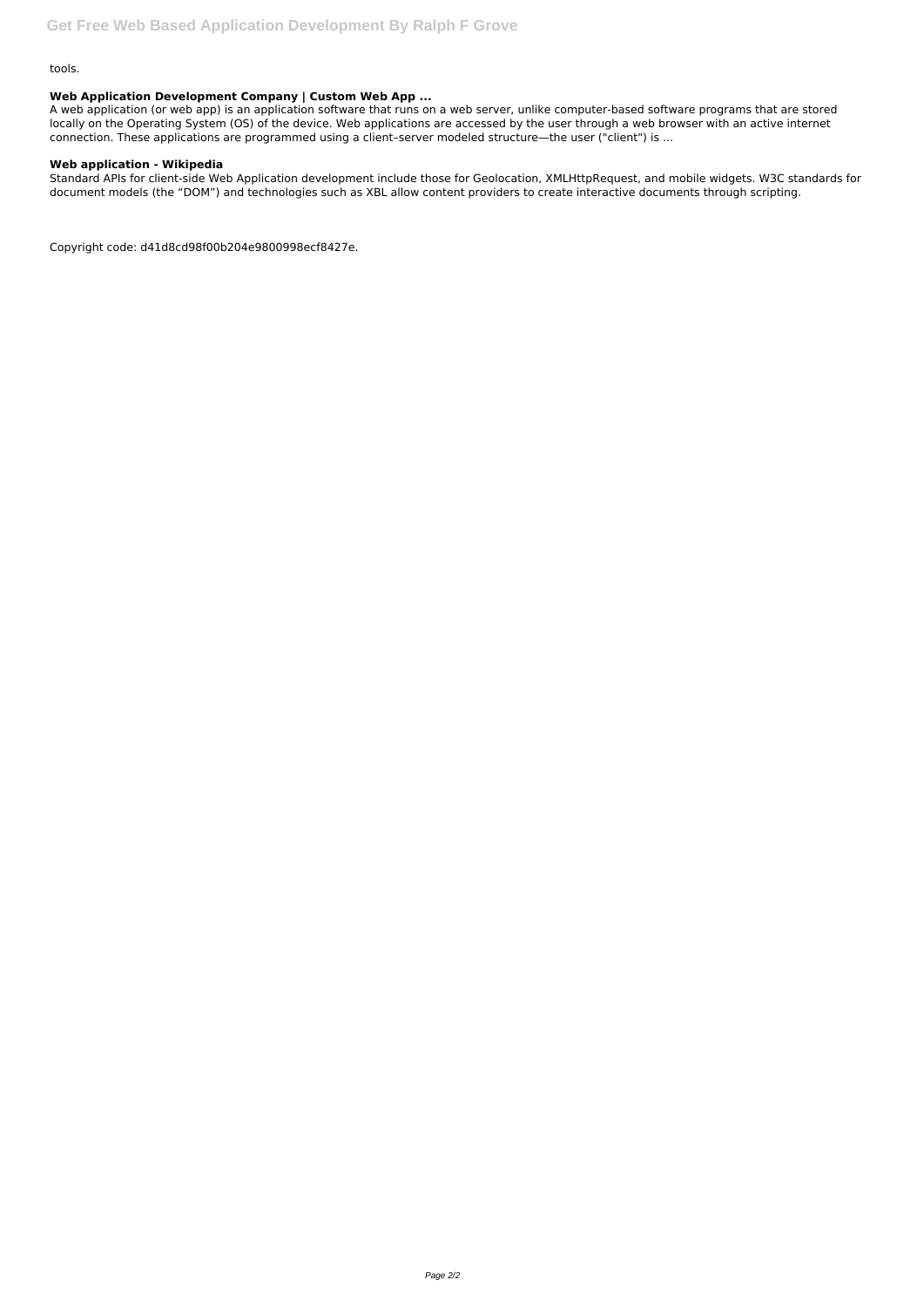tools.

### Web Application Development Company | Custom Web App ...

A web application (or web app) is an application software that runs on a web server, unlike computer-based software programs that are stored locally on the Operating System (OS) of the device. Web applications are accessed by the user through a web browser with an active internet connection. These applications are programmed using a client–server modeled structure—the user ("client") is ...

### Web application - Wikipedia

Standard APIs for client-side Web Application development include those for Geolocation, XMLHttpRequest, and mobile widgets. W3C standards for document models (the "DOM") and technologies such as XBL allow content providers to create interactive documents through scripting.

Copyright code: d41d8cd98f00b204e9800998ecf8427e.